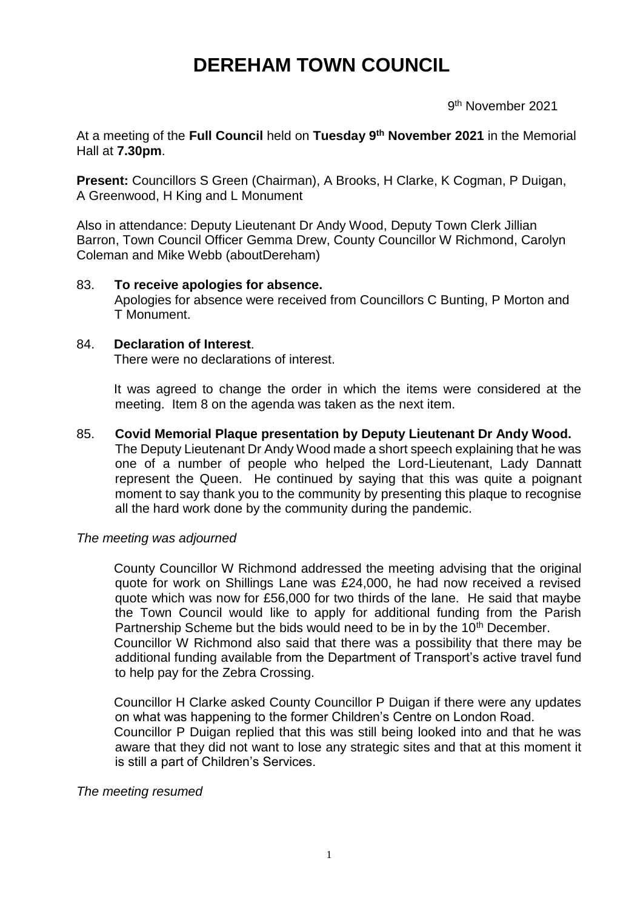# DEREHAM TOWN COUNCIL

9th November 2021

At a meeting of the **Full Council** held on **Tuesday 9th November 2021** in the Memorial Hall at **7.30pm**.

**Present:** Councillors S Green (Chairman), A Brooks, H Clarke, K Cogman, P Duigan, A Greenwood, H King and L Monument

Also in attendance: Deputy Lieutenant Dr Andy Wood, Deputy Town Clerk Jillian Barron, Town Council Officer Gemma Drew, County Councillor W Richmond, Carolyn Coleman and Mike Webb (aboutDereham)

83. **To receive apologies for absence.**
    Apologies for absence were received from Councillors C Bunting, P Morton and T Monument.

84. **Declaration of Interest**.
    There were no declarations of interest.

    It was agreed to change the order in which the items were considered at the meeting. Item 8 on the agenda was taken as the next item.

85. **Covid Memorial Plaque presentation by Deputy Lieutenant Dr Andy Wood.**
    The Deputy Lieutenant Dr Andy Wood made a short speech explaining that he was one of a number of people who helped the Lord-Lieutenant, Lady Dannatt represent the Queen. He continued by saying that this was quite a poignant moment to say thank you to the community by presenting this plaque to recognise all the hard work done by the community during the pandemic.

*The meeting was adjourned*

County Councillor W Richmond addressed the meeting advising that the original quote for work on Shillings Lane was £24,000, he had now received a revised quote which was now for £56,000 for two thirds of the lane. He said that maybe the Town Council would like to apply for additional funding from the Parish Partnership Scheme but the bids would need to be in by the 10th December.
Councillor W Richmond also said that there was a possibility that there may be additional funding available from the Department of Transport's active travel fund to help pay for the Zebra Crossing.

Councillor H Clarke asked County Councillor P Duigan if there were any updates on what was happening to the former Children's Centre on London Road.
Councillor P Duigan replied that this was still being looked into and that he was aware that they did not want to lose any strategic sites and that at this moment it is still a part of Children's Services.

*The meeting resumed*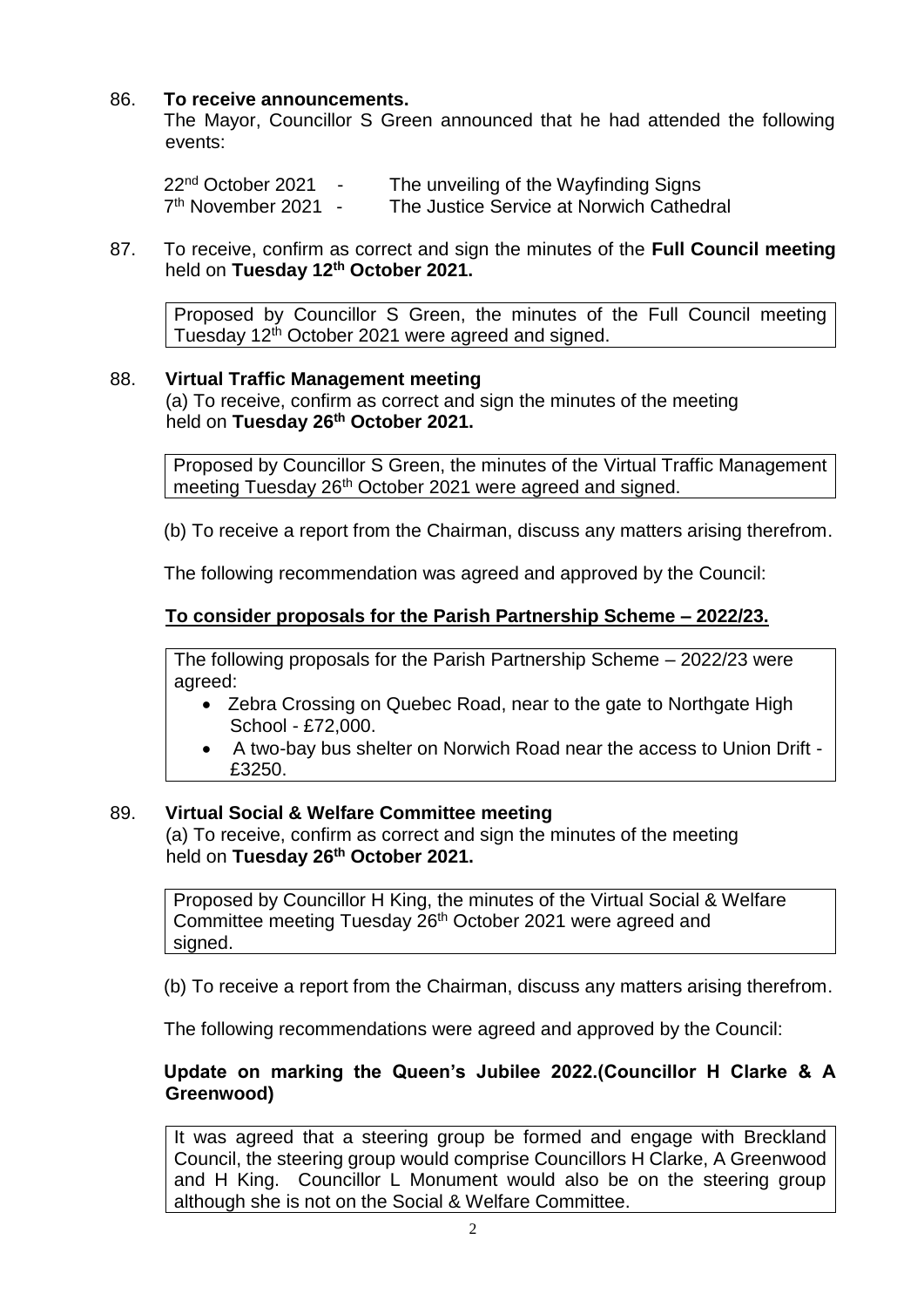86. **To receive announcements.**

The Mayor, Councillor S Green announced that he had attended the following events:

22nd October 2021 - The unveiling of the Wayfinding Signs
7th November 2021 - The Justice Service at Norwich Cathedral

87. To receive, confirm as correct and sign the minutes of the **Full Council meeting** held on **Tuesday 12th October 2021.**

> Proposed by Councillor S Green, the minutes of the Full Council meeting Tuesday 12th October 2021 were agreed and signed.

88. **Virtual Traffic Management meeting**

(a) To receive, confirm as correct and sign the minutes of the meeting held on **Tuesday 26th October 2021.**

> Proposed by Councillor S Green, the minutes of the Virtual Traffic Management meeting Tuesday 26th October 2021 were agreed and signed.

(b) To receive a report from the Chairman, discuss any matters arising therefrom.

The following recommendation was agreed and approved by the Council:

**To consider proposals for the Parish Partnership Scheme – 2022/23.**

> The following proposals for the Parish Partnership Scheme – 2022/23 were agreed:
>
> - Zebra Crossing on Quebec Road, near to the gate to Northgate High School - £72,000.
> - A two-bay bus shelter on Norwich Road near the access to Union Drift - £3250.

89. **Virtual Social & Welfare Committee meeting**

(a) To receive, confirm as correct and sign the minutes of the meeting held on **Tuesday 26th October 2021.**

> Proposed by Councillor H King, the minutes of the Virtual Social & Welfare Committee meeting Tuesday 26th October 2021 were agreed and signed.

(b) To receive a report from the Chairman, discuss any matters arising therefrom.

The following recommendations were agreed and approved by the Council:

**Update on marking the Queen's Jubilee 2022.(Councillor H Clarke & A Greenwood)**

> It was agreed that a steering group be formed and engage with Breckland Council, the steering group would comprise Councillors H Clarke, A Greenwood and H King. Councillor L Monument would also be on the steering group although she is not on the Social & Welfare Committee.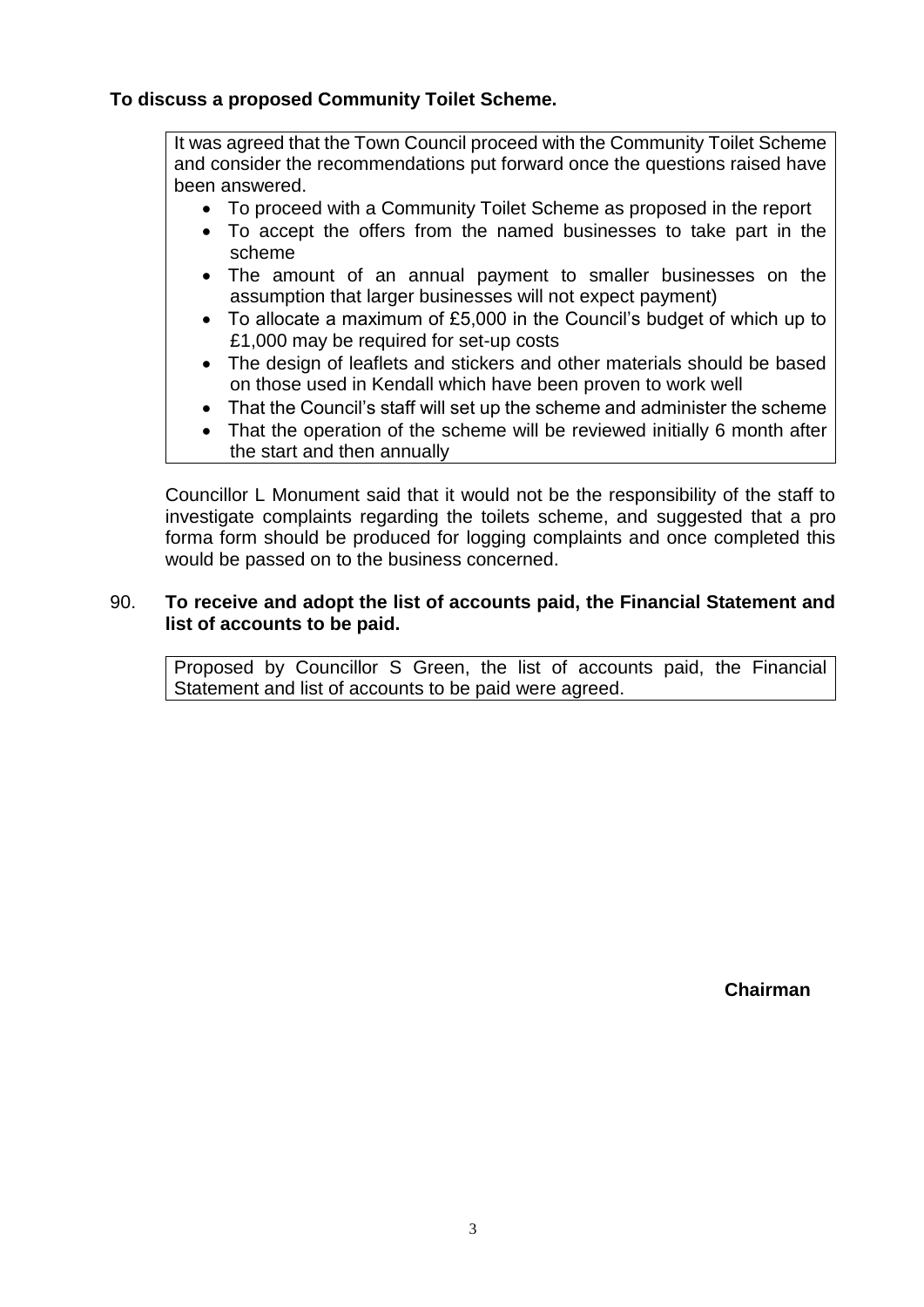**To discuss a proposed Community Toilet Scheme.**

It was agreed that the Town Council proceed with the Community Toilet Scheme and consider the recommendations put forward once the questions raised have been answered.

- To proceed with a Community Toilet Scheme as proposed in the report
- To accept the offers from the named businesses to take part in the scheme
- The amount of an annual payment to smaller businesses on the assumption that larger businesses will not expect payment)
- To allocate a maximum of £5,000 in the Council's budget of which up to £1,000 may be required for set-up costs
- The design of leaflets and stickers and other materials should be based on those used in Kendall which have been proven to work well
- That the Council's staff will set up the scheme and administer the scheme
- That the operation of the scheme will be reviewed initially 6 month after the start and then annually

Councillor L Monument said that it would not be the responsibility of the staff to investigate complaints regarding the toilets scheme, and suggested that a pro forma form should be produced for logging complaints and once completed this would be passed on to the business concerned.

90. **To receive and adopt the list of accounts paid, the Financial Statement and list of accounts to be paid.**

Proposed by Councillor S Green, the list of accounts paid, the Financial Statement and list of accounts to be paid were agreed.

**Chairman**